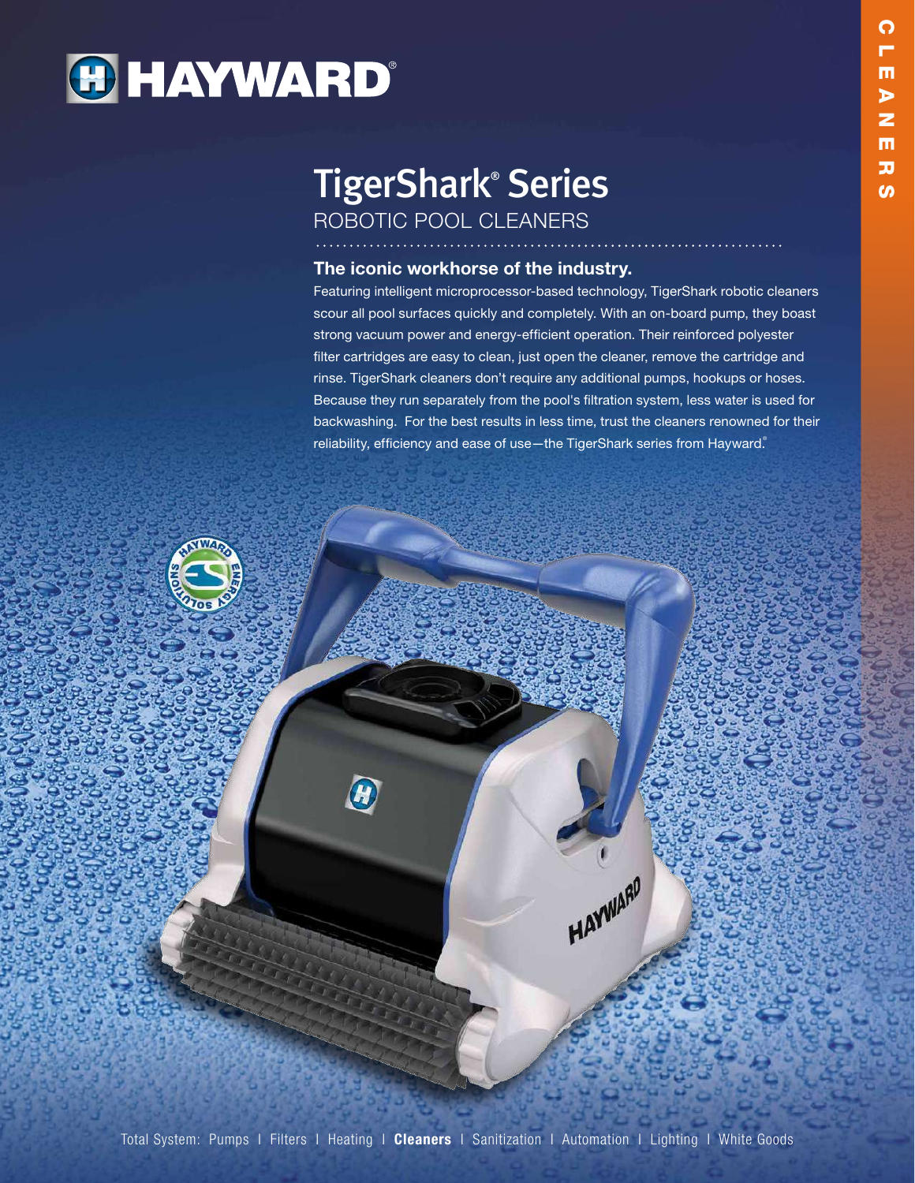HAYWARD®

CLEANERS

# TigerShark® Series

## ROBOTIC POOL CLEANERS

### The iconic workhorse of the industry.

Featuring intelligent microprocessor-based technology, TigerShark robotic cleaners scour all pool surfaces quickly and completely. With an on-board pump, they boast strong vacuum power and energy-efficient operation. Their reinforced polyester filter cartridges are easy to clean, just open the cleaner, remove the cartridge and rinse. TigerShark cleaners don't require any additional pumps, hookups or hoses. Because they run separately from the pool's filtration system, less water is used for backwashing. For the best results in less time, trust the cleaners renowned for their reliability, efficiency and ease of use—the TigerShark series from Hayward®.

Total System: Pumps | Filters | Heating | **Cleaners** | Sanitization | Automation | Lighting | White Goods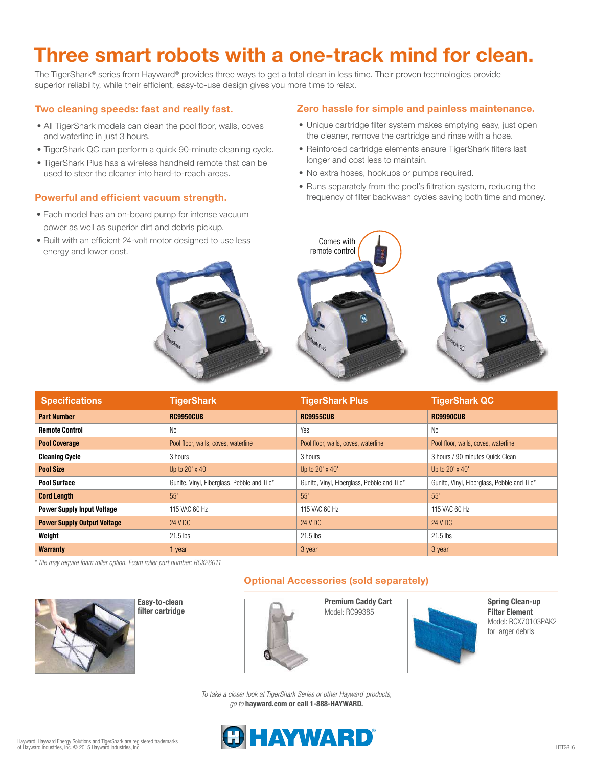# Three smart robots with a one-track mind for clean.

The TigerShark® series from Hayward® provides three ways to get a total clean in less time. Their proven technologies provide superior reliability, while their efficient, easy-to-use design gives you more time to relax.

## Two cleaning speeds: fast and really fast.

- All TigerShark models can clean the pool floor, walls, coves and waterline in just 3 hours.
- TigerShark QC can perform a quick 90-minute cleaning cycle.
- TigerShark Plus has a wireless handheld remote that can be used to steer the cleaner into hard-to-reach areas.

## Powerful and efficient vacuum strength.

- Each model has an on-board pump for intense vacuum power as well as superior dirt and debris pickup.
- Built with an efficient 24-volt motor designed to use less energy and lower cost.

## Zero hassle for simple and painless maintenance.

- Unique cartridge filter system makes emptying easy, just open the cleaner, remove the cartridge and rinse with a hose.
- Reinforced cartridge elements ensure TigerShark filters last longer and cost less to maintain.
- No extra hoses, hookups or pumps required.
- Runs separately from the pool's filtration system, reducing the frequency of filter backwash cycles saving both time and money.

Comes with remote control

| Specifications | TigerShark | TigerShark Plus | TigerShark QC |
|---|---|---|---|
| **Part Number** | **RC9950CUB** | **RC9955CUB** | **RC9990CUB** |
| **Remote Control** | No | Yes | No |
| **Pool Coverage** | Pool floor, walls, coves, waterline | Pool floor, walls, coves, waterline | Pool floor, walls, coves, waterline |
| **Cleaning Cycle** | 3 hours | 3 hours | 3 hours / 90 minutes Quick Clean |
| **Pool Size** | Up to 20' x 40' | Up to 20' x 40' | Up to 20' x 40' |
| **Pool Surface** | Gunite, Vinyl, Fiberglass, Pebble and Tile* | Gunite, Vinyl, Fiberglass, Pebble and Tile* | Gunite, Vinyl, Fiberglass, Pebble and Tile* |
| **Cord Length** | 55' | 55' | 55' |
| **Power Supply Input Voltage** | 115 VAC 60 Hz | 115 VAC 60 Hz | 115 VAC 60 Hz |
| **Power Supply Output Voltage** | 24 V DC | 24 V DC | 24 V DC |
| **Weight** | 21.5 lbs | 21.5 lbs | 21.5 lbs |
| **Warranty** | 1 year | 3 year | 3 year |

*\* Tile may require foam roller option. Foam roller part number: RCX26011*

**Easy-to-clean filter cartridge**

## Optional Accessories (sold separately)

**Premium Caddy Cart**
Model: RC99385

**Spring Clean-up Filter Element**
Model: RCX70103PAK2
for larger debris

*To take a closer look at TigerShark Series or other Hayward products, go to* **hayward.com or call 1-888-HAYWARD.**

HAYWARD®

Hayward, Hayward Energy Solutions and TigerShark are registered trademarks of Hayward Industries, Inc. © 2015 Hayward Industries, Inc.

LITTGR16